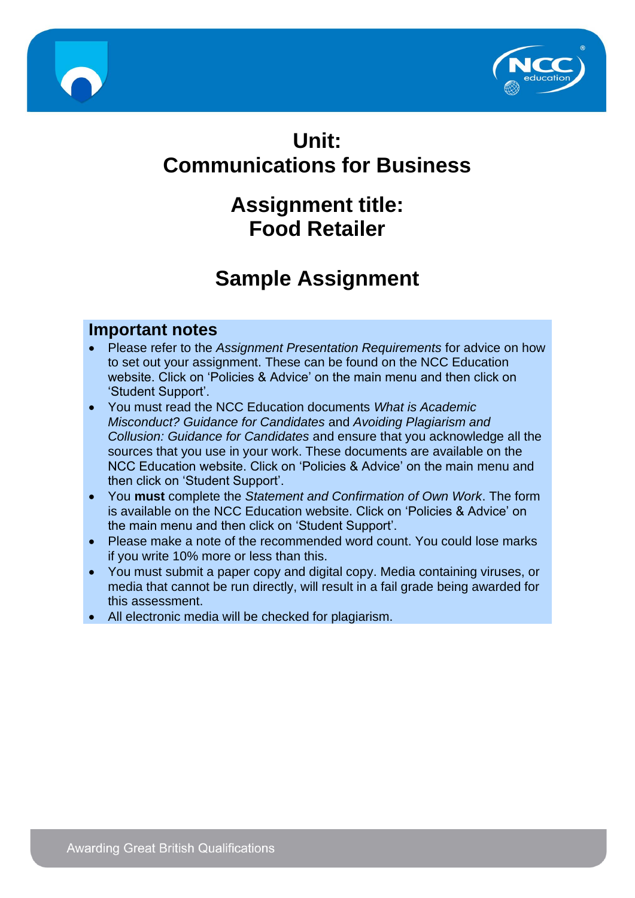# Unit:
# Communications for Business

## Assignment title:
## Food Retailer

## Sample Assignment

### Important notes

- Please refer to the *Assignment Presentation Requirements* for advice on how to set out your assignment. These can be found on the NCC Education website. Click on 'Policies & Advice' on the main menu and then click on 'Student Support'.
- You must read the NCC Education documents *What is Academic Misconduct? Guidance for Candidates* and *Avoiding Plagiarism and Collusion: Guidance for Candidates* and ensure that you acknowledge all the sources that you use in your work. These documents are available on the NCC Education website. Click on 'Policies & Advice' on the main menu and then click on 'Student Support'.
- You **must** complete the *Statement and Confirmation of Own Work*. The form is available on the NCC Education website. Click on 'Policies & Advice' on the main menu and then click on 'Student Support'.
- Please make a note of the recommended word count. You could lose marks if you write 10% more or less than this.
- You must submit a paper copy and digital copy. Media containing viruses, or media that cannot be run directly, will result in a fail grade being awarded for this assessment.
- All electronic media will be checked for plagiarism.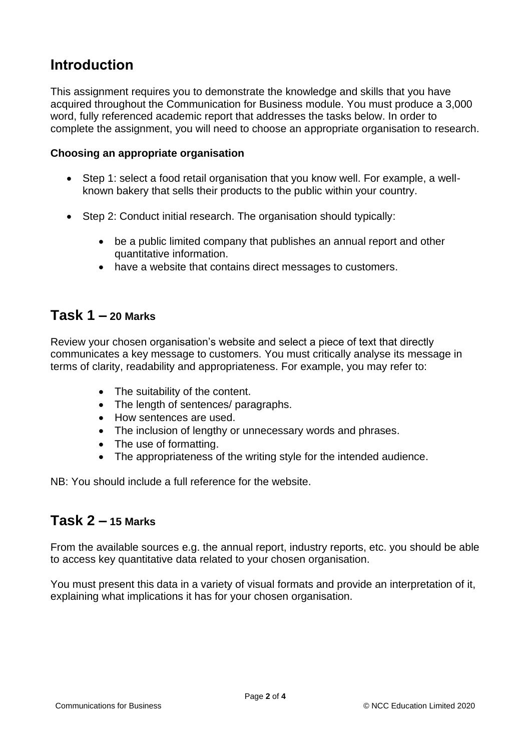## Introduction

This assignment requires you to demonstrate the knowledge and skills that you have acquired throughout the Communication for Business module. You must produce a 3,000 word, fully referenced academic report that addresses the tasks below. In order to complete the assignment, you will need to choose an appropriate organisation to research.

**Choosing an appropriate organisation**

- Step 1: select a food retail organisation that you know well. For example, a well-known bakery that sells their products to the public within your country.
- Step 2: Conduct initial research. The organisation should typically:
    - be a public limited company that publishes an annual report and other quantitative information.
    - have a website that contains direct messages to customers.

## Task 1 – 20 Marks

Review your chosen organisation's website and select a piece of text that directly communicates a key message to customers. You must critically analyse its message in terms of clarity, readability and appropriateness. For example, you may refer to:

- The suitability of the content.
- The length of sentences/ paragraphs.
- How sentences are used.
- The inclusion of lengthy or unnecessary words and phrases.
- The use of formatting.
- The appropriateness of the writing style for the intended audience.

NB: You should include a full reference for the website.

## Task 2 – 15 Marks

From the available sources e.g. the annual report, industry reports, etc. you should be able to access key quantitative data related to your chosen organisation.

You must present this data in a variety of visual formats and provide an interpretation of it, explaining what implications it has for your chosen organisation.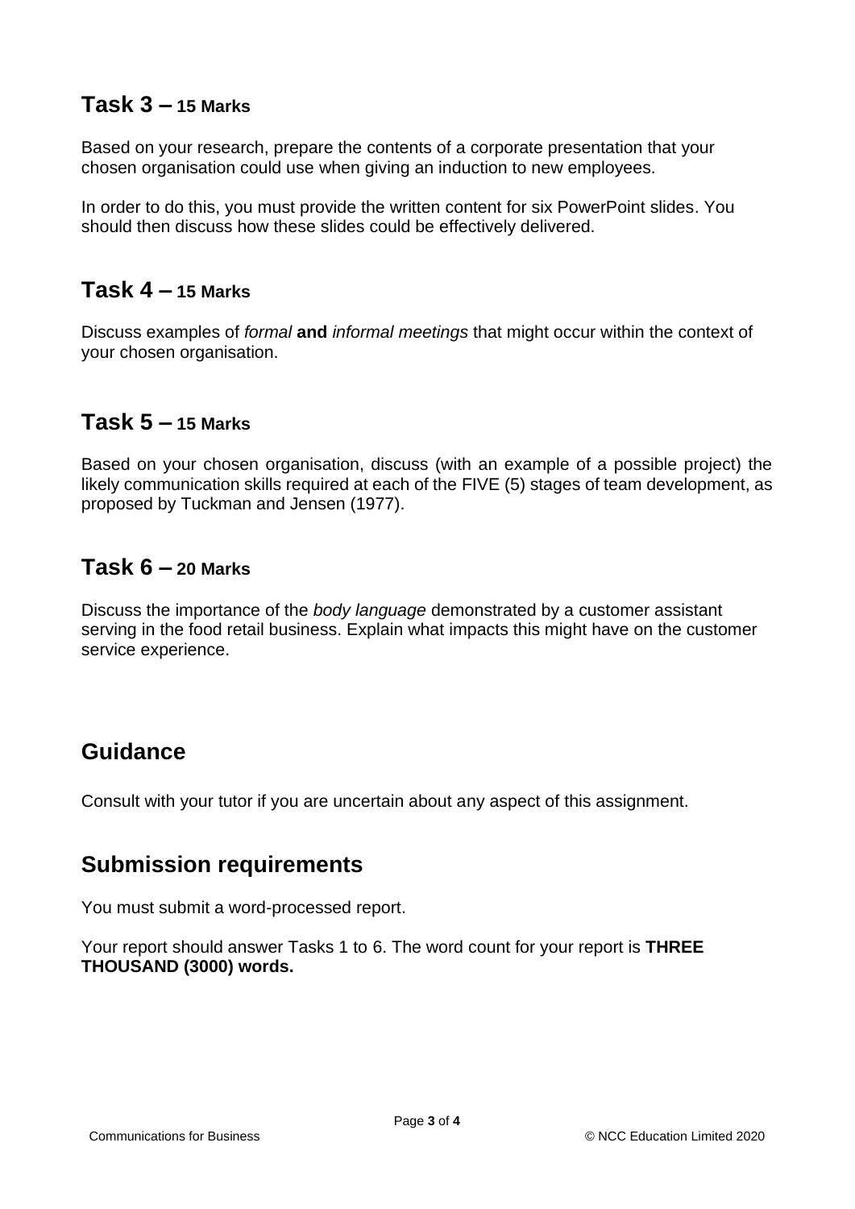## Task 3 – 15 Marks

Based on your research, prepare the contents of a corporate presentation that your chosen organisation could use when giving an induction to new employees.

In order to do this, you must provide the written content for six PowerPoint slides. You should then discuss how these slides could be effectively delivered.

## Task 4 – 15 Marks

Discuss examples of *formal* **and** *informal meetings* that might occur within the context of your chosen organisation.

## Task 5 – 15 Marks

Based on your chosen organisation, discuss (with an example of a possible project) the likely communication skills required at each of the FIVE (5) stages of team development, as proposed by Tuckman and Jensen (1977).

## Task 6 – 20 Marks

Discuss the importance of the *body language* demonstrated by a customer assistant serving in the food retail business. Explain what impacts this might have on the customer service experience.

# Guidance

Consult with your tutor if you are uncertain about any aspect of this assignment.

# Submission requirements

You must submit a word-processed report.

Your report should answer Tasks 1 to 6. The word count for your report is **THREE THOUSAND (3000) words.**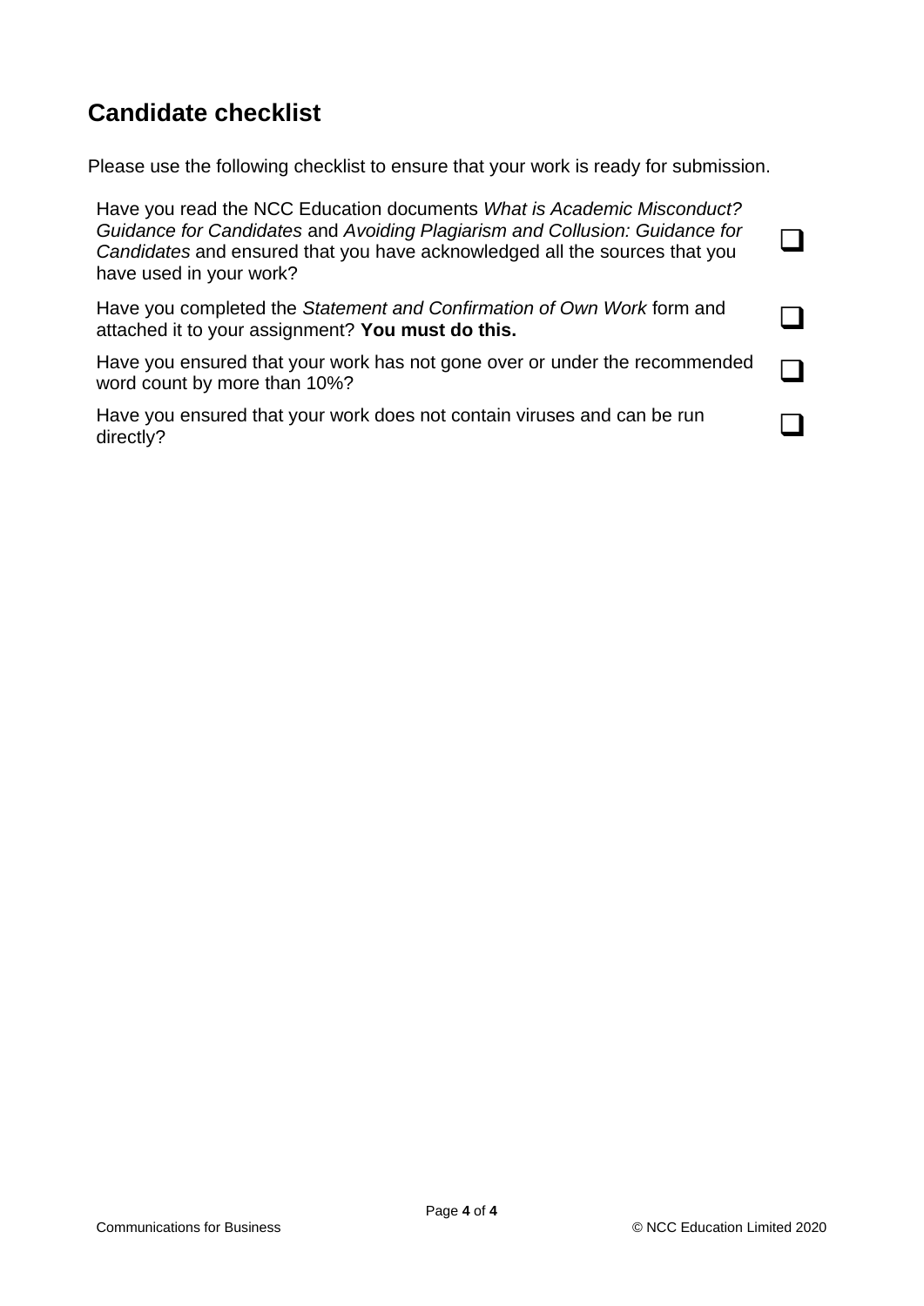## Candidate checklist

Please use the following checklist to ensure that your work is ready for submission.

| | |
|---|---|
| Have you read the NCC Education documents *What is Academic Misconduct? Guidance for Candidates* and *Avoiding Plagiarism and Collusion: Guidance for Candidates* and ensured that you have acknowledged all the sources that you have used in your work? | ❑ |
| Have you completed the *Statement and Confirmation of Own Work* form and attached it to your assignment? **You must do this.** | ❑ |
| Have you ensured that your work has not gone over or under the recommended word count by more than 10%? | ❑ |
| Have you ensured that your work does not contain viruses and can be run directly? | ❑ |